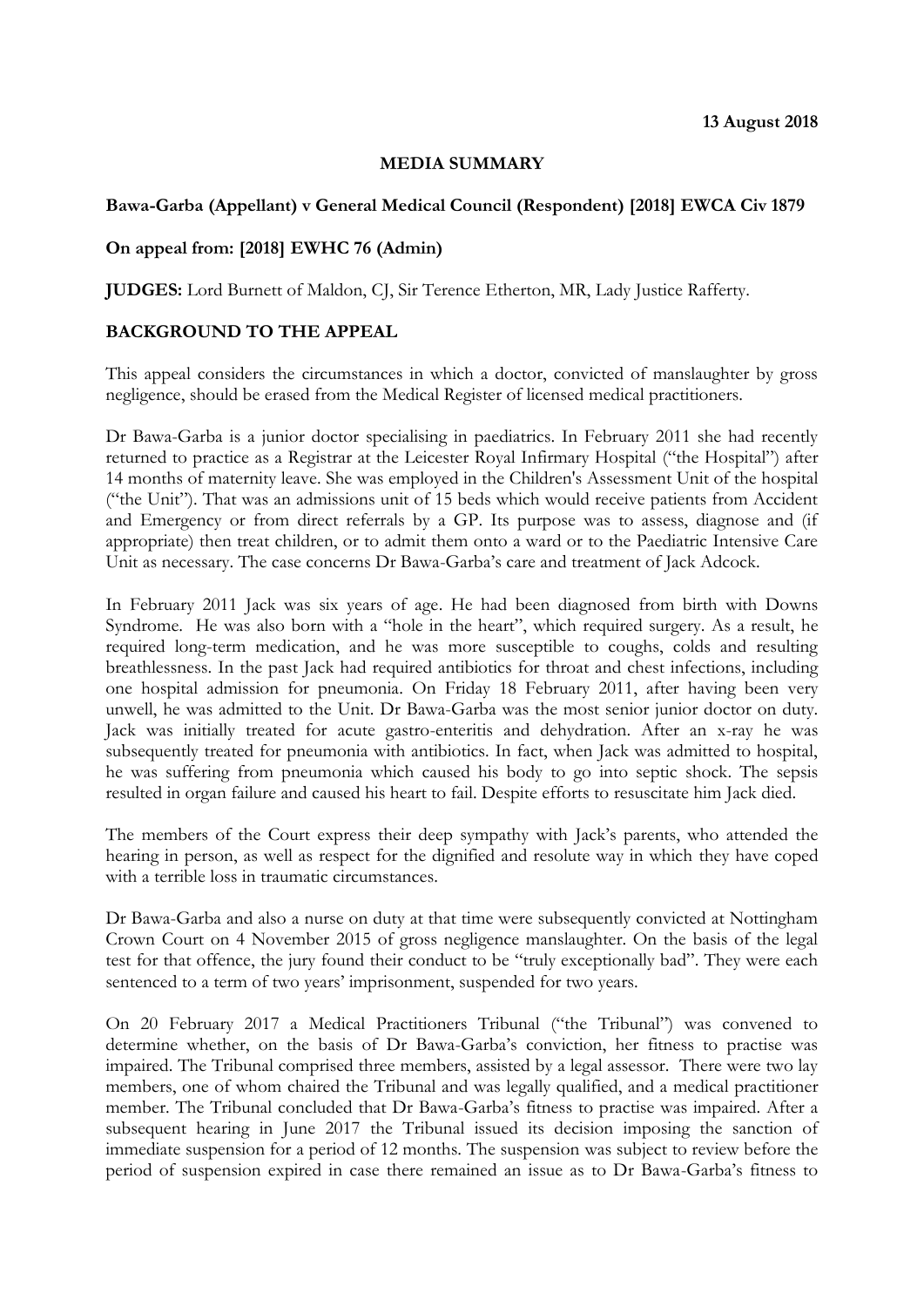**13 August 2018**

**MEDIA SUMMARY**

**Bawa-Garba (Appellant) v General Medical Council (Respondent) [2018] EWCA Civ 1879**

**On appeal from: [2018] EWHC 76 (Admin)**

**JUDGES:** Lord Burnett of Maldon, CJ, Sir Terence Etherton, MR, Lady Justice Rafferty.

**BACKGROUND TO THE APPEAL**

This appeal considers the circumstances in which a doctor, convicted of manslaughter by gross negligence, should be erased from the Medical Register of licensed medical practitioners.

Dr Bawa-Garba is a junior doctor specialising in paediatrics. In February 2011 she had recently returned to practice as a Registrar at the Leicester Royal Infirmary Hospital ("the Hospital") after 14 months of maternity leave. She was employed in the Children's Assessment Unit of the hospital ("the Unit"). That was an admissions unit of 15 beds which would receive patients from Accident and Emergency or from direct referrals by a GP. Its purpose was to assess, diagnose and (if appropriate) then treat children, or to admit them onto a ward or to the Paediatric Intensive Care Unit as necessary. The case concerns Dr Bawa-Garba's care and treatment of Jack Adcock.

In February 2011 Jack was six years of age. He had been diagnosed from birth with Downs Syndrome. He was also born with a "hole in the heart", which required surgery. As a result, he required long-term medication, and he was more susceptible to coughs, colds and resulting breathlessness. In the past Jack had required antibiotics for throat and chest infections, including one hospital admission for pneumonia. On Friday 18 February 2011, after having been very unwell, he was admitted to the Unit. Dr Bawa-Garba was the most senior junior doctor on duty. Jack was initially treated for acute gastro-enteritis and dehydration. After an x-ray he was subsequently treated for pneumonia with antibiotics. In fact, when Jack was admitted to hospital, he was suffering from pneumonia which caused his body to go into septic shock. The sepsis resulted in organ failure and caused his heart to fail. Despite efforts to resuscitate him Jack died.

The members of the Court express their deep sympathy with Jack's parents, who attended the hearing in person, as well as respect for the dignified and resolute way in which they have coped with a terrible loss in traumatic circumstances.

Dr Bawa-Garba and also a nurse on duty at that time were subsequently convicted at Nottingham Crown Court on 4 November 2015 of gross negligence manslaughter. On the basis of the legal test for that offence, the jury found their conduct to be "truly exceptionally bad". They were each sentenced to a term of two years' imprisonment, suspended for two years.

On 20 February 2017 a Medical Practitioners Tribunal ("the Tribunal") was convened to determine whether, on the basis of Dr Bawa-Garba's conviction, her fitness to practise was impaired. The Tribunal comprised three members, assisted by a legal assessor. There were two lay members, one of whom chaired the Tribunal and was legally qualified, and a medical practitioner member. The Tribunal concluded that Dr Bawa-Garba's fitness to practise was impaired. After a subsequent hearing in June 2017 the Tribunal issued its decision imposing the sanction of immediate suspension for a period of 12 months. The suspension was subject to review before the period of suspension expired in case there remained an issue as to Dr Bawa-Garba's fitness to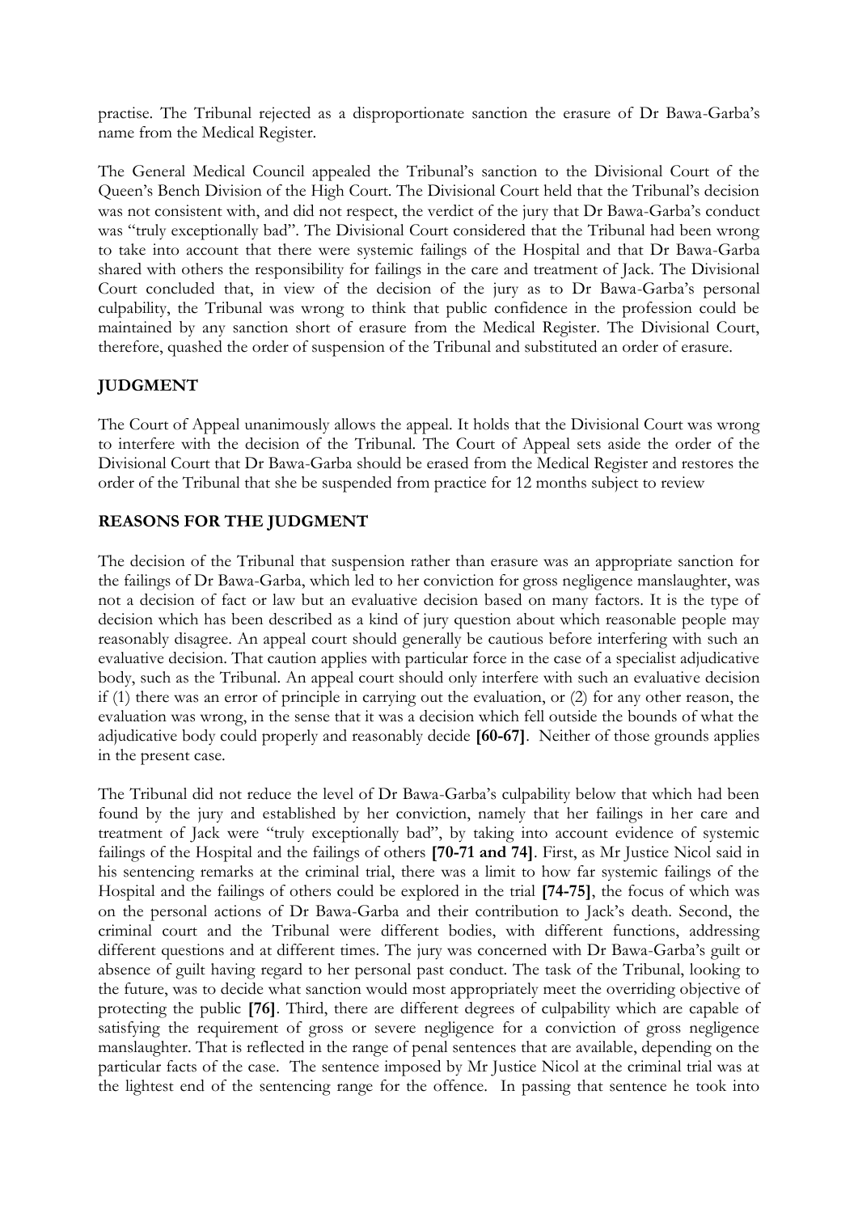practise. The Tribunal rejected as a disproportionate sanction the erasure of Dr Bawa-Garba's name from the Medical Register.

The General Medical Council appealed the Tribunal's sanction to the Divisional Court of the Queen's Bench Division of the High Court. The Divisional Court held that the Tribunal's decision was not consistent with, and did not respect, the verdict of the jury that Dr Bawa-Garba's conduct was "truly exceptionally bad". The Divisional Court considered that the Tribunal had been wrong to take into account that there were systemic failings of the Hospital and that Dr Bawa-Garba shared with others the responsibility for failings in the care and treatment of Jack. The Divisional Court concluded that, in view of the decision of the jury as to Dr Bawa-Garba's personal culpability, the Tribunal was wrong to think that public confidence in the profession could be maintained by any sanction short of erasure from the Medical Register. The Divisional Court, therefore, quashed the order of suspension of the Tribunal and substituted an order of erasure.

## JUDGMENT

The Court of Appeal unanimously allows the appeal. It holds that the Divisional Court was wrong to interfere with the decision of the Tribunal. The Court of Appeal sets aside the order of the Divisional Court that Dr Bawa-Garba should be erased from the Medical Register and restores the order of the Tribunal that she be suspended from practice for 12 months subject to review

## REASONS FOR THE JUDGMENT

The decision of the Tribunal that suspension rather than erasure was an appropriate sanction for the failings of Dr Bawa-Garba, which led to her conviction for gross negligence manslaughter, was not a decision of fact or law but an evaluative decision based on many factors. It is the type of decision which has been described as a kind of jury question about which reasonable people may reasonably disagree. An appeal court should generally be cautious before interfering with such an evaluative decision. That caution applies with particular force in the case of a specialist adjudicative body, such as the Tribunal. An appeal court should only interfere with such an evaluative decision if (1) there was an error of principle in carrying out the evaluation, or (2) for any other reason, the evaluation was wrong, in the sense that it was a decision which fell outside the bounds of what the adjudicative body could properly and reasonably decide **[60-67]**. Neither of those grounds applies in the present case.

The Tribunal did not reduce the level of Dr Bawa-Garba's culpability below that which had been found by the jury and established by her conviction, namely that her failings in her care and treatment of Jack were "truly exceptionally bad", by taking into account evidence of systemic failings of the Hospital and the failings of others **[70-71 and 74]**. First, as Mr Justice Nicol said in his sentencing remarks at the criminal trial, there was a limit to how far systemic failings of the Hospital and the failings of others could be explored in the trial **[74-75]**, the focus of which was on the personal actions of Dr Bawa-Garba and their contribution to Jack's death. Second, the criminal court and the Tribunal were different bodies, with different functions, addressing different questions and at different times. The jury was concerned with Dr Bawa-Garba's guilt or absence of guilt having regard to her personal past conduct. The task of the Tribunal, looking to the future, was to decide what sanction would most appropriately meet the overriding objective of protecting the public **[76]**. Third, there are different degrees of culpability which are capable of satisfying the requirement of gross or severe negligence for a conviction of gross negligence manslaughter. That is reflected in the range of penal sentences that are available, depending on the particular facts of the case. The sentence imposed by Mr Justice Nicol at the criminal trial was at the lightest end of the sentencing range for the offence. In passing that sentence he took into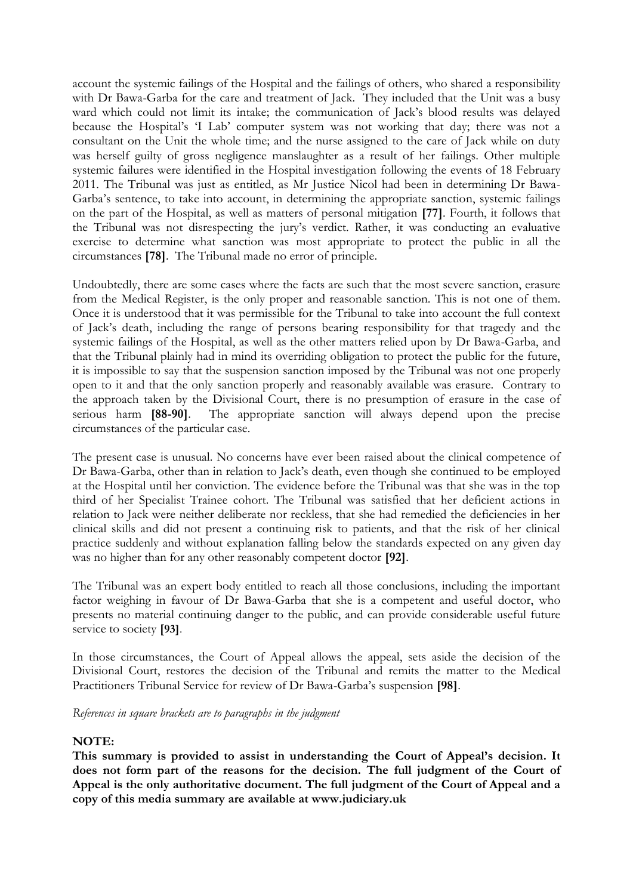account the systemic failings of the Hospital and the failings of others, who shared a responsibility with Dr Bawa-Garba for the care and treatment of Jack. They included that the Unit was a busy ward which could not limit its intake; the communication of Jack's blood results was delayed because the Hospital's 'I Lab' computer system was not working that day; there was not a consultant on the Unit the whole time; and the nurse assigned to the care of Jack while on duty was herself guilty of gross negligence manslaughter as a result of her failings. Other multiple systemic failures were identified in the Hospital investigation following the events of 18 February 2011. The Tribunal was just as entitled, as Mr Justice Nicol had been in determining Dr Bawa-Garba's sentence, to take into account, in determining the appropriate sanction, systemic failings on the part of the Hospital, as well as matters of personal mitigation **[77]**. Fourth, it follows that the Tribunal was not disrespecting the jury's verdict. Rather, it was conducting an evaluative exercise to determine what sanction was most appropriate to protect the public in all the circumstances **[78]**. The Tribunal made no error of principle.

Undoubtedly, there are some cases where the facts are such that the most severe sanction, erasure from the Medical Register, is the only proper and reasonable sanction. This is not one of them. Once it is understood that it was permissible for the Tribunal to take into account the full context of Jack's death, including the range of persons bearing responsibility for that tragedy and the systemic failings of the Hospital, as well as the other matters relied upon by Dr Bawa-Garba, and that the Tribunal plainly had in mind its overriding obligation to protect the public for the future, it is impossible to say that the suspension sanction imposed by the Tribunal was not one properly open to it and that the only sanction properly and reasonably available was erasure. Contrary to the approach taken by the Divisional Court, there is no presumption of erasure in the case of serious harm **[88-90]**. The appropriate sanction will always depend upon the precise circumstances of the particular case.

The present case is unusual. No concerns have ever been raised about the clinical competence of Dr Bawa-Garba, other than in relation to Jack's death, even though she continued to be employed at the Hospital until her conviction. The evidence before the Tribunal was that she was in the top third of her Specialist Trainee cohort. The Tribunal was satisfied that her deficient actions in relation to Jack were neither deliberate nor reckless, that she had remedied the deficiencies in her clinical skills and did not present a continuing risk to patients, and that the risk of her clinical practice suddenly and without explanation falling below the standards expected on any given day was no higher than for any other reasonably competent doctor **[92]**.

The Tribunal was an expert body entitled to reach all those conclusions, including the important factor weighing in favour of Dr Bawa-Garba that she is a competent and useful doctor, who presents no material continuing danger to the public, and can provide considerable useful future service to society **[93]**.

In those circumstances, the Court of Appeal allows the appeal, sets aside the decision of the Divisional Court, restores the decision of the Tribunal and remits the matter to the Medical Practitioners Tribunal Service for review of Dr Bawa-Garba's suspension **[98]**.

*References in square brackets are to paragraphs in the judgment*

**NOTE:**

**This summary is provided to assist in understanding the Court of Appeal's decision. It does not form part of the reasons for the decision. The full judgment of the Court of Appeal is the only authoritative document. The full judgment of the Court of Appeal and a copy of this media summary are available at www.judiciary.uk**